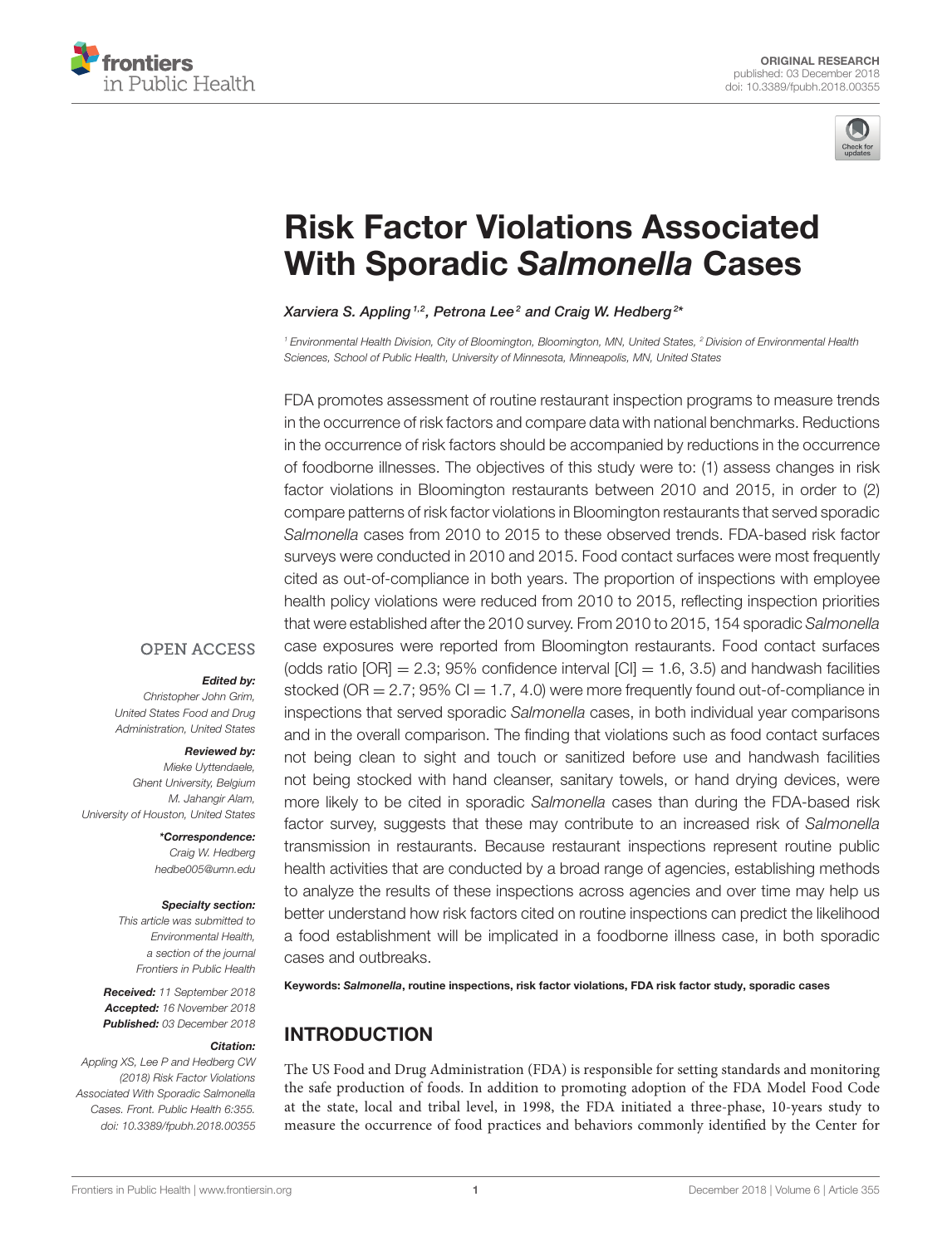ORIGINAL RESEARCH
published: 03 December 2018
doi: 10.3389/fpubh.2018.00355

# Risk Factor Violations Associated With Sporadic *Salmonella* Cases

*Xarviera S. Appling[1,2], Petrona Lee[2] and Craig W. Hedberg[2]\**

[1] Environmental Health Division, City of Bloomington, Bloomington, MN, United States, [2] Division of Environmental Health Sciences, School of Public Health, University of Minnesota, Minneapolis, MN, United States

FDA promotes assessment of routine restaurant inspection programs to measure trends in the occurrence of risk factors and compare data with national benchmarks. Reductions in the occurrence of risk factors should be accompanied by reductions in the occurrence of foodborne illnesses. The objectives of this study were to: (1) assess changes in risk factor violations in Bloomington restaurants between 2010 and 2015, in order to (2) compare patterns of risk factor violations in Bloomington restaurants that served sporadic *Salmonella* cases from 2010 to 2015 to these observed trends. FDA-based risk factor surveys were conducted in 2010 and 2015. Food contact surfaces were most frequently cited as out-of-compliance in both years. The proportion of inspections with employee health policy violations were reduced from 2010 to 2015, reflecting inspection priorities that were established after the 2010 survey. From 2010 to 2015, 154 sporadic *Salmonella* case exposures were reported from Bloomington restaurants. Food contact surfaces (odds ratio [OR] = 2.3; 95% confidence interval [CI] = 1.6, 3.5) and handwash facilities stocked (OR = 2.7; 95% CI = 1.7, 4.0) were more frequently found out-of-compliance in inspections that served sporadic *Salmonella* cases, in both individual year comparisons and in the overall comparison. The finding that violations such as food contact surfaces not being clean to sight and touch or sanitized before use and handwash facilities not being stocked with hand cleanser, sanitary towels, or hand drying devices, were more likely to be cited in sporadic *Salmonella* cases than during the FDA-based risk factor survey, suggests that these may contribute to an increased risk of *Salmonella* transmission in restaurants. Because restaurant inspections represent routine public health activities that are conducted by a broad range of agencies, establishing methods to analyze the results of these inspections across agencies and over time may help us better understand how risk factors cited on routine inspections can predict the likelihood a food establishment will be implicated in a foodborne illness case, in both sporadic cases and outbreaks.

**Keywords:** ***Salmonella*****, routine inspections, risk factor violations, FDA risk factor study, sporadic cases**

OPEN ACCESS

***Edited by:***
Christopher John Grim,
United States Food and Drug Administration, United States

***Reviewed by:***
Mieke Uyttendaele,
Ghent University, Belgium
M. Jahangir Alam,
University of Houston, United States

***\*Correspondence:***
Craig W. Hedberg
hedbe005@umn.edu

***Specialty section:***
This article was submitted to Environmental Health, a section of the journal Frontiers in Public Health

**Received:** 11 September 2018
**Accepted:** 16 November 2018
**Published:** 03 December 2018

***Citation:***
Appling XS, Lee P and Hedberg CW (2018) Risk Factor Violations Associated With Sporadic Salmonella Cases. Front. Public Health 6:355. doi: 10.3389/fpubh.2018.00355

## INTRODUCTION

The US Food and Drug Administration (FDA) is responsible for setting standards and monitoring the safe production of foods. In addition to promoting adoption of the FDA Model Food Code at the state, local and tribal level, in 1998, the FDA initiated a three-phase, 10-years study to measure the occurrence of food practices and behaviors commonly identified by the Center for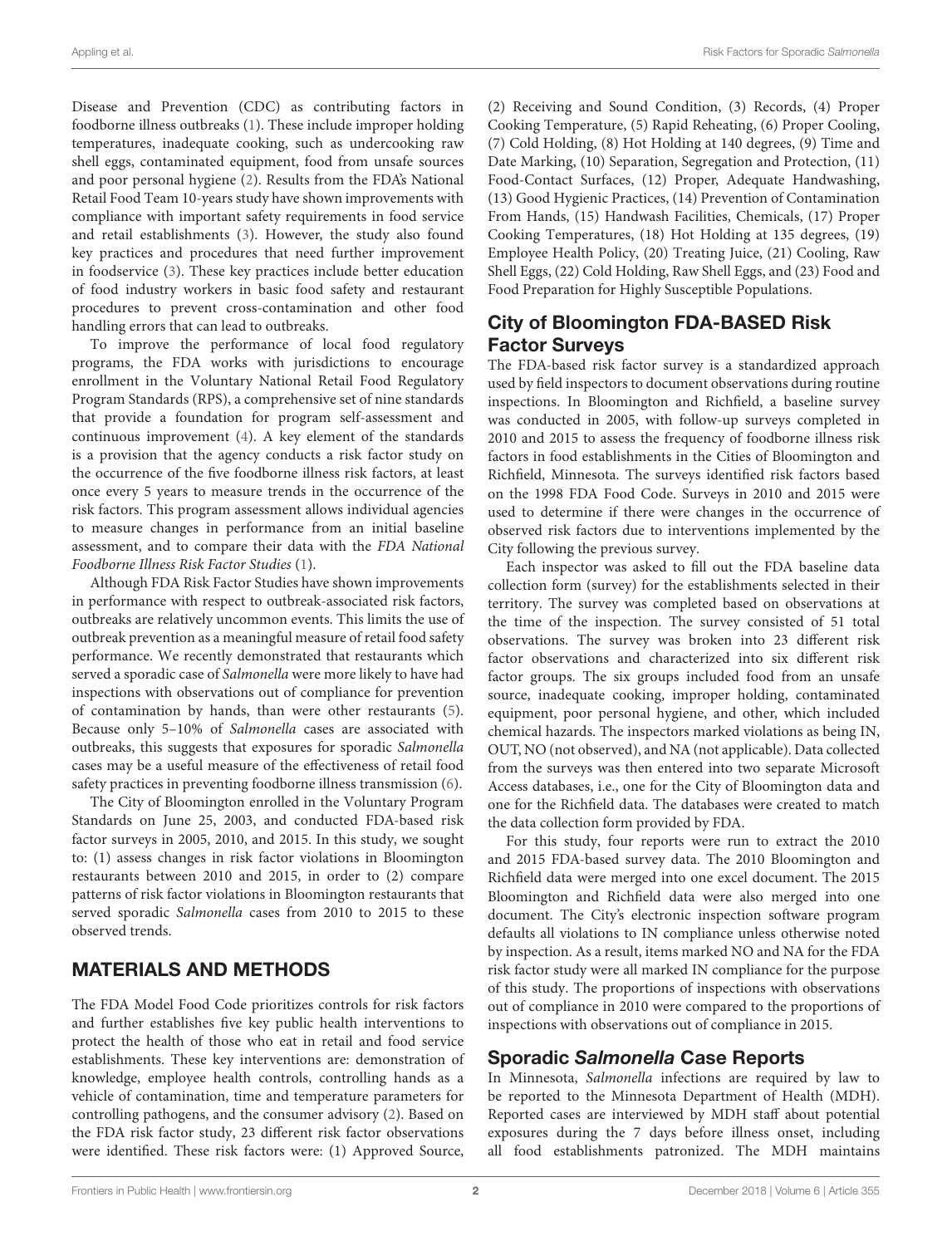Disease and Prevention (CDC) as contributing factors in foodborne illness outbreaks (1). These include improper holding temperatures, inadequate cooking, such as undercooking raw shell eggs, contaminated equipment, food from unsafe sources and poor personal hygiene (2). Results from the FDA's National Retail Food Team 10-years study have shown improvements with compliance with important safety requirements in food service and retail establishments (3). However, the study also found key practices and procedures that need further improvement in foodservice (3). These key practices include better education of food industry workers in basic food safety and restaurant procedures to prevent cross-contamination and other food handling errors that can lead to outbreaks.

To improve the performance of local food regulatory programs, the FDA works with jurisdictions to encourage enrollment in the Voluntary National Retail Food Regulatory Program Standards (RPS), a comprehensive set of nine standards that provide a foundation for program self-assessment and continuous improvement (4). A key element of the standards is a provision that the agency conducts a risk factor study on the occurrence of the five foodborne illness risk factors, at least once every 5 years to measure trends in the occurrence of the risk factors. This program assessment allows individual agencies to measure changes in performance from an initial baseline assessment, and to compare their data with the *FDA National Foodborne Illness Risk Factor Studies* (1).

Although FDA Risk Factor Studies have shown improvements in performance with respect to outbreak-associated risk factors, outbreaks are relatively uncommon events. This limits the use of outbreak prevention as a meaningful measure of retail food safety performance. We recently demonstrated that restaurants which served a sporadic case of *Salmonella* were more likely to have had inspections with observations out of compliance for prevention of contamination by hands, than were other restaurants (5). Because only 5–10% of *Salmonella* cases are associated with outbreaks, this suggests that exposures for sporadic *Salmonella* cases may be a useful measure of the effectiveness of retail food safety practices in preventing foodborne illness transmission (6).

The City of Bloomington enrolled in the Voluntary Program Standards on June 25, 2003, and conducted FDA-based risk factor surveys in 2005, 2010, and 2015. In this study, we sought to: (1) assess changes in risk factor violations in Bloomington restaurants between 2010 and 2015, in order to (2) compare patterns of risk factor violations in Bloomington restaurants that served sporadic *Salmonella* cases from 2010 to 2015 to these observed trends.

## MATERIALS AND METHODS

The FDA Model Food Code prioritizes controls for risk factors and further establishes five key public health interventions to protect the health of those who eat in retail and food service establishments. These key interventions are: demonstration of knowledge, employee health controls, controlling hands as a vehicle of contamination, time and temperature parameters for controlling pathogens, and the consumer advisory (2). Based on the FDA risk factor study, 23 different risk factor observations were identified. These risk factors were: (1) Approved Source, (2) Receiving and Sound Condition, (3) Records, (4) Proper Cooking Temperature, (5) Rapid Reheating, (6) Proper Cooling, (7) Cold Holding, (8) Hot Holding at 140 degrees, (9) Time and Date Marking, (10) Separation, Segregation and Protection, (11) Food-Contact Surfaces, (12) Proper, Adequate Handwashing, (13) Good Hygienic Practices, (14) Prevention of Contamination From Hands, (15) Handwash Facilities, Chemicals, (17) Proper Cooking Temperatures, (18) Hot Holding at 135 degrees, (19) Employee Health Policy, (20) Treating Juice, (21) Cooling, Raw Shell Eggs, (22) Cold Holding, Raw Shell Eggs, and (23) Food and Food Preparation for Highly Susceptible Populations.

### City of Bloomington FDA-BASED Risk Factor Surveys

The FDA-based risk factor survey is a standardized approach used by field inspectors to document observations during routine inspections. In Bloomington and Richfield, a baseline survey was conducted in 2005, with follow-up surveys completed in 2010 and 2015 to assess the frequency of foodborne illness risk factors in food establishments in the Cities of Bloomington and Richfield, Minnesota. The surveys identified risk factors based on the 1998 FDA Food Code. Surveys in 2010 and 2015 were used to determine if there were changes in the occurrence of observed risk factors due to interventions implemented by the City following the previous survey.

Each inspector was asked to fill out the FDA baseline data collection form (survey) for the establishments selected in their territory. The survey was completed based on observations at the time of the inspection. The survey consisted of 51 total observations. The survey was broken into 23 different risk factor observations and characterized into six different risk factor groups. The six groups included food from an unsafe source, inadequate cooking, improper holding, contaminated equipment, poor personal hygiene, and other, which included chemical hazards. The inspectors marked violations as being IN, OUT, NO (not observed), and NA (not applicable). Data collected from the surveys was then entered into two separate Microsoft Access databases, i.e., one for the City of Bloomington data and one for the Richfield data. The databases were created to match the data collection form provided by FDA.

For this study, four reports were run to extract the 2010 and 2015 FDA-based survey data. The 2010 Bloomington and Richfield data were merged into one excel document. The 2015 Bloomington and Richfield data were also merged into one document. The City's electronic inspection software program defaults all violations to IN compliance unless otherwise noted by inspection. As a result, items marked NO and NA for the FDA risk factor study were all marked IN compliance for the purpose of this study. The proportions of inspections with observations out of compliance in 2010 were compared to the proportions of inspections with observations out of compliance in 2015.

### Sporadic *Salmonella* Case Reports

In Minnesota, *Salmonella* infections are required by law to be reported to the Minnesota Department of Health (MDH). Reported cases are interviewed by MDH staff about potential exposures during the 7 days before illness onset, including all food establishments patronized. The MDH maintains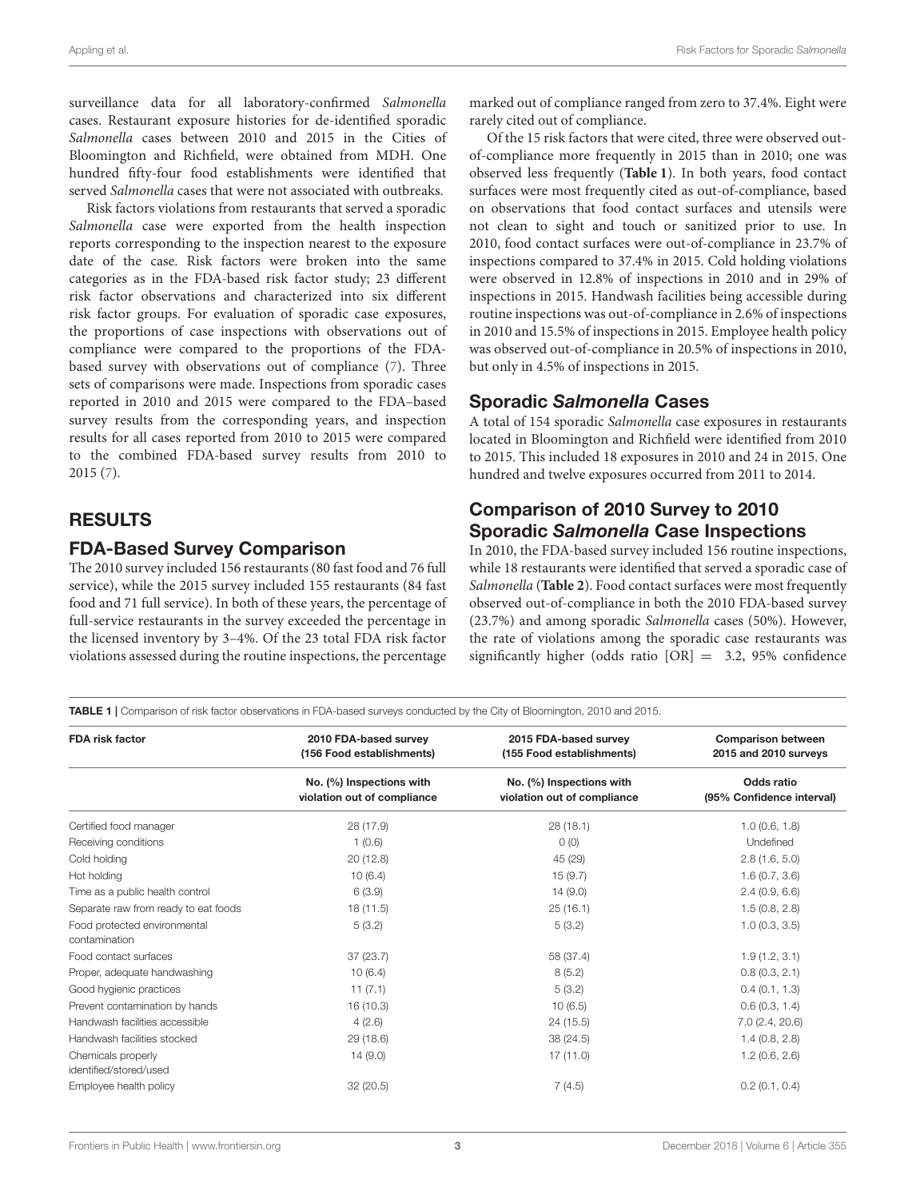surveillance data for all laboratory-confirmed *Salmonella* cases. Restaurant exposure histories for de-identified sporadic *Salmonella* cases between 2010 and 2015 in the Cities of Bloomington and Richfield, were obtained from MDH. One hundred fifty-four food establishments were identified that served *Salmonella* cases that were not associated with outbreaks.

Risk factors violations from restaurants that served a sporadic *Salmonella* case were exported from the health inspection reports corresponding to the inspection nearest to the exposure date of the case. Risk factors were broken into the same categories as in the FDA-based risk factor study; 23 different risk factor observations and characterized into six different risk factor groups. For evaluation of sporadic case exposures, the proportions of case inspections with observations out of compliance were compared to the proportions of the FDA-based survey with observations out of compliance (7). Three sets of comparisons were made. Inspections from sporadic cases reported in 2010 and 2015 were compared to the FDA–based survey results from the corresponding years, and inspection results for all cases reported from 2010 to 2015 were compared to the combined FDA-based survey results from 2010 to 2015 (7).

## RESULTS

### FDA-Based Survey Comparison

The 2010 survey included 156 restaurants (80 fast food and 76 full service), while the 2015 survey included 155 restaurants (84 fast food and 71 full service). In both of these years, the percentage of full-service restaurants in the survey exceeded the percentage in the licensed inventory by 3–4%. Of the 23 total FDA risk factor violations assessed during the routine inspections, the percentage marked out of compliance ranged from zero to 37.4%. Eight were rarely cited out of compliance.

Of the 15 risk factors that were cited, three were observed out-of-compliance more frequently in 2015 than in 2010; one was observed less frequently (**Table 1**). In both years, food contact surfaces were most frequently cited as out-of-compliance, based on observations that food contact surfaces and utensils were not clean to sight and touch or sanitized prior to use. In 2010, food contact surfaces were out-of-compliance in 23.7% of inspections compared to 37.4% in 2015. Cold holding violations were observed in 12.8% of inspections in 2010 and in 29% of inspections in 2015. Handwash facilities being accessible during routine inspections was out-of-compliance in 2.6% of inspections in 2010 and 15.5% of inspections in 2015. Employee health policy was observed out-of-compliance in 20.5% of inspections in 2010, but only in 4.5% of inspections in 2015.

### Sporadic *Salmonella* Cases

A total of 154 sporadic *Salmonella* case exposures in restaurants located in Bloomington and Richfield were identified from 2010 to 2015. This included 18 exposures in 2010 and 24 in 2015. One hundred and twelve exposures occurred from 2011 to 2014.

### Comparison of 2010 Survey to 2010 Sporadic *Salmonella* Case Inspections

In 2010, the FDA-based survey included 156 routine inspections, while 18 restaurants were identified that served a sporadic case of *Salmonella* (**Table 2**). Food contact surfaces were most frequently observed out-of-compliance in both the 2010 FDA-based survey (23.7%) and among sporadic *Salmonella* cases (50%). However, the rate of violations among the sporadic case restaurants was significantly higher (odds ratio [OR] = 3.2, 95% confidence

**TABLE 1** | Comparison of risk factor observations in FDA-based surveys conducted by the City of Bloomington, 2010 and 2015.

| FDA risk factor | 2010 FDA-based survey (156 Food establishments) | 2015 FDA-based survey (155 Food establishments) | Comparison between 2015 and 2010 surveys |
|---|---|---|---|
| | No. (%) Inspections with violation out of compliance | No. (%) Inspections with violation out of compliance | Odds ratio (95% Confidence interval) |
| Certified food manager | 28 (17.9) | 28 (18.1) | 1.0 (0.6, 1.8) |
| Receiving conditions | 1 (0.6) | 0 (0) | Undefined |
| Cold holding | 20 (12.8) | 45 (29) | 2.8 (1.6, 5.0) |
| Hot holding | 10 (6.4) | 15 (9.7) | 1.6 (0.7, 3.6) |
| Time as a public health control | 6 (3.9) | 14 (9.0) | 2.4 (0.9, 6.6) |
| Separate raw from ready to eat foods | 18 (11.5) | 25 (16.1) | 1.5 (0.8, 2.8) |
| Food protected environmental contamination | 5 (3.2) | 5 (3.2) | 1.0 (0.3, 3.5) |
| Food contact surfaces | 37 (23.7) | 58 (37.4) | 1.9 (1.2, 3.1) |
| Proper, adequate handwashing | 10 (6.4) | 8 (5.2) | 0.8 (0.3, 2.1) |
| Good hygienic practices | 11 (7.1) | 5 (3.2) | 0.4 (0.1, 1.3) |
| Prevent contamination by hands | 16 (10.3) | 10 (6.5) | 0.6 (0.3, 1.4) |
| Handwash facilities accessible | 4 (2.6) | 24 (15.5) | 7.0 (2.4, 20.6) |
| Handwash facilities stocked | 29 (18.6) | 38 (24.5) | 1.4 (0.8, 2.8) |
| Chemicals properly identified/stored/used | 14 (9.0) | 17 (11.0) | 1.2 (0.6, 2.6) |
| Employee health policy | 32 (20.5) | 7 (4.5) | 0.2 (0.1, 0.4) |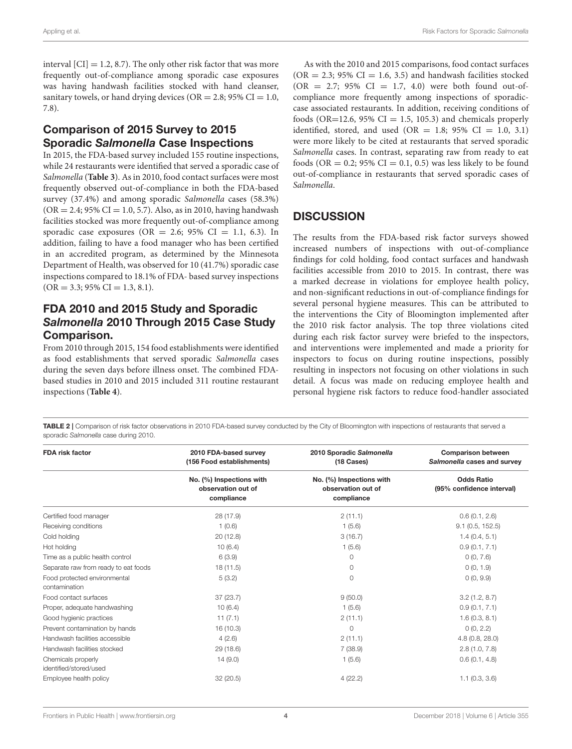interval [CI] = 1.2, 8.7). The only other risk factor that was more frequently out-of-compliance among sporadic case exposures was having handwash facilities stocked with hand cleanser, sanitary towels, or hand drying devices (OR = 2.8; 95% CI = 1.0, 7.8).

## Comparison of 2015 Survey to 2015 Sporadic *Salmonella* Case Inspections

In 2015, the FDA-based survey included 155 routine inspections, while 24 restaurants were identified that served a sporadic case of *Salmonella* (**Table 3**). As in 2010, food contact surfaces were most frequently observed out-of-compliance in both the FDA-based survey (37.4%) and among sporadic *Salmonella* cases (58.3%) (OR = 2.4; 95% CI = 1.0, 5.7). Also, as in 2010, having handwash facilities stocked was more frequently out-of-compliance among sporadic case exposures (OR = 2.6; 95% CI = 1.1, 6.3). In addition, failing to have a food manager who has been certified in an accredited program, as determined by the Minnesota Department of Health, was observed for 10 (41.7%) sporadic case inspections compared to 18.1% of FDA- based survey inspections (OR = 3.3; 95% CI = 1.3, 8.1).

## FDA 2010 and 2015 Study and Sporadic *Salmonella* 2010 Through 2015 Case Study Comparison.

From 2010 through 2015, 154 food establishments were identified as food establishments that served sporadic *Salmonella* cases during the seven days before illness onset. The combined FDA-based studies in 2010 and 2015 included 311 routine restaurant inspections (**Table 4**).

As with the 2010 and 2015 comparisons, food contact surfaces (OR = 2.3; 95% CI = 1.6, 3.5) and handwash facilities stocked (OR = 2.7; 95% CI = 1.7, 4.0) were both found out-of-compliance more frequently among inspections of sporadic-case associated restaurants. In addition, receiving conditions of foods (OR=12.6, 95% CI = 1.5, 105.3) and chemicals properly identified, stored, and used (OR = 1.8; 95% CI = 1.0, 3.1) were more likely to be cited at restaurants that served sporadic *Salmonella* cases. In contrast, separating raw from ready to eat foods (OR = 0.2; 95% CI = 0.1, 0.5) was less likely to be found out-of-compliance in restaurants that served sporadic cases of *Salmonella*.

## DISCUSSION

The results from the FDA-based risk factor surveys showed increased numbers of inspections with out-of-compliance findings for cold holding, food contact surfaces and handwash facilities accessible from 2010 to 2015. In contrast, there was a marked decrease in violations for employee health policy, and non-significant reductions in out-of-compliance findings for several personal hygiene measures. This can be attributed to the interventions the City of Bloomington implemented after the 2010 risk factor analysis. The top three violations cited during each risk factor survey were briefed to the inspectors, and interventions were implemented and made a priority for inspectors to focus on during routine inspections, possibly resulting in inspectors not focusing on other violations in such detail. A focus was made on reducing employee health and personal hygiene risk factors to reduce food-handler associated

**TABLE 2** | Comparison of risk factor observations in 2010 FDA-based survey conducted by the City of Bloomington with inspections of restaurants that served a sporadic *Salmonella* case during 2010.

| FDA risk factor | 2010 FDA-based survey (156 Food establishments) | 2010 Sporadic *Salmonella* (18 Cases) | Comparison between *Salmonella* cases and survey |
|---|---|---|---|
| | No. (%) Inspections with observation out of compliance | No. (%) Inspections with observation out of compliance | Odds Ratio (95% confidence interval) |
| Certified food manager | 28 (17.9) | 2 (11.1) | 0.6 (0.1, 2.6) |
| Receiving conditions | 1 (0.6) | 1 (5.6) | 9.1 (0.5, 152.5) |
| Cold holding | 20 (12.8) | 3 (16.7) | 1.4 (0.4, 5.1) |
| Hot holding | 10 (6.4) | 1 (5.6) | 0.9 (0.1, 7.1) |
| Time as a public health control | 6 (3.9) | 0 | 0 (0, 7.6) |
| Separate raw from ready to eat foods | 18 (11.5) | 0 | 0 (0, 1.9) |
| Food protected environmental contamination | 5 (3.2) | 0 | 0 (0, 9.9) |
| Food contact surfaces | 37 (23.7) | 9 (50.0) | 3.2 (1.2, 8.7) |
| Proper, adequate handwashing | 10 (6.4) | 1 (5.6) | 0.9 (0.1, 7.1) |
| Good hygienic practices | 11 (7.1) | 2 (11.1) | 1.6 (0.3, 8.1) |
| Prevent contamination by hands | 16 (10.3) | 0 | 0 (0, 2.2) |
| Handwash facilities accessible | 4 (2.6) | 2 (11.1) | 4.8 (0.8, 28.0) |
| Handwash facilities stocked | 29 (18.6) | 7 (38.9) | 2.8 (1.0, 7.8) |
| Chemicals properly identified/stored/used | 14 (9.0) | 1 (5.6) | 0.6 (0.1, 4.8) |
| Employee health policy | 32 (20.5) | 4 (22.2) | 1.1 (0.3, 3.6) |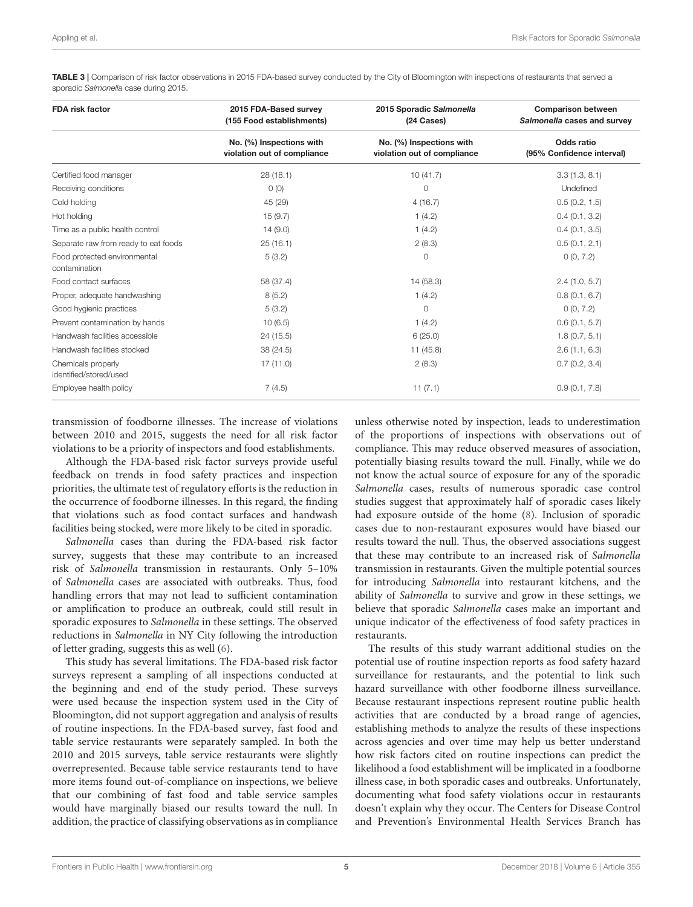**TABLE 3 |** Comparison of risk factor observations in 2015 FDA-based survey conducted by the City of Bloomington with inspections of restaurants that served a sporadic *Salmonella* case during 2015.

| FDA risk factor | 2015 FDA-Based survey (155 Food establishments) | 2015 Sporadic *Salmonella* (24 Cases) | Comparison between *Salmonella* cases and survey |
|---|---|---|---|
| | No. (%) Inspections with violation out of compliance | No. (%) Inspections with violation out of compliance | Odds ratio (95% Confidence interval) |
| Certified food manager | 28 (18.1) | 10 (41.7) | 3.3 (1.3, 8.1) |
| Receiving conditions | 0 (0) | 0 | Undefined |
| Cold holding | 45 (29) | 4 (16.7) | 0.5 (0.2, 1.5) |
| Hot holding | 15 (9.7) | 1 (4.2) | 0.4 (0.1, 3.2) |
| Time as a public health control | 14 (9.0) | 1 (4.2) | 0.4 (0.1, 3.5) |
| Separate raw from ready to eat foods | 25 (16.1) | 2 (8.3) | 0.5 (0.1, 2.1) |
| Food protected environmental contamination | 5 (3.2) | 0 | 0 (0, 7.2) |
| Food contact surfaces | 58 (37.4) | 14 (58.3) | 2.4 (1.0, 5.7) |
| Proper, adequate handwashing | 8 (5.2) | 1 (4.2) | 0.8 (0.1, 6.7) |
| Good hygienic practices | 5 (3.2) | 0 | 0 (0, 7.2) |
| Prevent contamination by hands | 10 (6.5) | 1 (4.2) | 0.6 (0.1, 5.7) |
| Handwash facilities accessible | 24 (15.5) | 6 (25.0) | 1.8 (0.7, 5.1) |
| Handwash facilities stocked | 38 (24.5) | 11 (45.8) | 2.6 (1.1, 6.3) |
| Chemicals properly identified/stored/used | 17 (11.0) | 2 (8.3) | 0.7 (0.2, 3.4) |
| Employee health policy | 7 (4.5) | 11 (7.1) | 0.9 (0.1, 7.8) |

transmission of foodborne illnesses. The increase of violations between 2010 and 2015, suggests the need for all risk factor violations to be a priority of inspectors and food establishments.

Although the FDA-based risk factor surveys provide useful feedback on trends in food safety practices and inspection priorities, the ultimate test of regulatory efforts is the reduction in the occurrence of foodborne illnesses. In this regard, the finding that violations such as food contact surfaces and handwash facilities being stocked, were more likely to be cited in sporadic.

*Salmonella* cases than during the FDA-based risk factor survey, suggests that these may contribute to an increased risk of *Salmonella* transmission in restaurants. Only 5–10% of *Salmonella* cases are associated with outbreaks. Thus, food handling errors that may not lead to sufficient contamination or amplification to produce an outbreak, could still result in sporadic exposures to *Salmonella* in these settings. The observed reductions in *Salmonella* in NY City following the introduction of letter grading, suggests this as well (6).

This study has several limitations. The FDA-based risk factor surveys represent a sampling of all inspections conducted at the beginning and end of the study period. These surveys were used because the inspection system used in the City of Bloomington, did not support aggregation and analysis of results of routine inspections. In the FDA-based survey, fast food and table service restaurants were separately sampled. In both the 2010 and 2015 surveys, table service restaurants were slightly overrepresented. Because table service restaurants tend to have more items found out-of-compliance on inspections, we believe that our combining of fast food and table service samples would have marginally biased our results toward the null. In addition, the practice of classifying observations as in compliance unless otherwise noted by inspection, leads to underestimation of the proportions of inspections with observations out of compliance. This may reduce observed measures of association, potentially biasing results toward the null. Finally, while we do not know the actual source of exposure for any of the sporadic *Salmonella* cases, results of numerous sporadic case control studies suggest that approximately half of sporadic cases likely had exposure outside of the home (8). Inclusion of sporadic cases due to non-restaurant exposures would have biased our results toward the null. Thus, the observed associations suggest that these may contribute to an increased risk of *Salmonella* transmission in restaurants. Given the multiple potential sources for introducing *Salmonella* into restaurant kitchens, and the ability of *Salmonella* to survive and grow in these settings, we believe that sporadic *Salmonella* cases make an important and unique indicator of the effectiveness of food safety practices in restaurants.

The results of this study warrant additional studies on the potential use of routine inspection reports as food safety hazard surveillance for restaurants, and the potential to link such hazard surveillance with other foodborne illness surveillance. Because restaurant inspections represent routine public health activities that are conducted by a broad range of agencies, establishing methods to analyze the results of these inspections across agencies and over time may help us better understand how risk factors cited on routine inspections can predict the likelihood a food establishment will be implicated in a foodborne illness case, in both sporadic cases and outbreaks. Unfortunately, documenting what food safety violations occur in restaurants doesn't explain why they occur. The Centers for Disease Control and Prevention's Environmental Health Services Branch has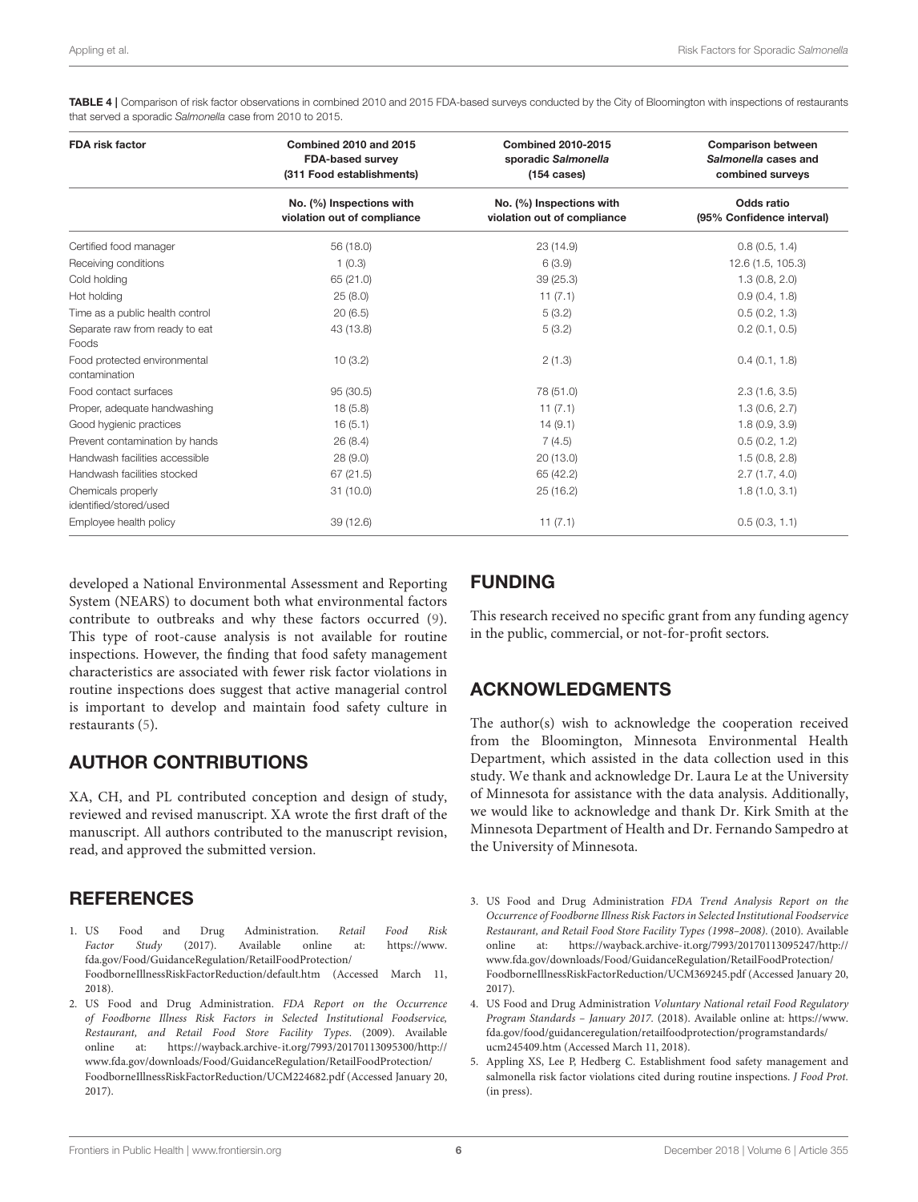**TABLE 4** | Comparison of risk factor observations in combined 2010 and 2015 FDA-based surveys conducted by the City of Bloomington with inspections of restaurants that served a sporadic *Salmonella* case from 2010 to 2015.

| FDA risk factor | Combined 2010 and 2015 FDA-based survey (311 Food establishments) | Combined 2010-2015 sporadic *Salmonella* (154 cases) | Comparison between *Salmonella* cases and combined surveys |
|---|---|---|---|
| | No. (%) Inspections with violation out of compliance | No. (%) Inspections with violation out of compliance | Odds ratio (95% Confidence interval) |
| Certified food manager | 56 (18.0) | 23 (14.9) | 0.8 (0.5, 1.4) |
| Receiving conditions | 1 (0.3) | 6 (3.9) | 12.6 (1.5, 105.3) |
| Cold holding | 65 (21.0) | 39 (25.3) | 1.3 (0.8, 2.0) |
| Hot holding | 25 (8.0) | 11 (7.1) | 0.9 (0.4, 1.8) |
| Time as a public health control | 20 (6.5) | 5 (3.2) | 0.5 (0.2, 1.3) |
| Separate raw from ready to eat Foods | 43 (13.8) | 5 (3.2) | 0.2 (0.1, 0.5) |
| Food protected environmental contamination | 10 (3.2) | 2 (1.3) | 0.4 (0.1, 1.8) |
| Food contact surfaces | 95 (30.5) | 78 (51.0) | 2.3 (1.6, 3.5) |
| Proper, adequate handwashing | 18 (5.8) | 11 (7.1) | 1.3 (0.6, 2.7) |
| Good hygienic practices | 16 (5.1) | 14 (9.1) | 1.8 (0.9, 3.9) |
| Prevent contamination by hands | 26 (8.4) | 7 (4.5) | 0.5 (0.2, 1.2) |
| Handwash facilities accessible | 28 (9.0) | 20 (13.0) | 1.5 (0.8, 2.8) |
| Handwash facilities stocked | 67 (21.5) | 65 (42.2) | 2.7 (1.7, 4.0) |
| Chemicals properly identified/stored/used | 31 (10.0) | 25 (16.2) | 1.8 (1.0, 3.1) |
| Employee health policy | 39 (12.6) | 11 (7.1) | 0.5 (0.3, 1.1) |

developed a National Environmental Assessment and Reporting System (NEARS) to document both what environmental factors contribute to outbreaks and why these factors occurred (9). This type of root-cause analysis is not available for routine inspections. However, the finding that food safety management characteristics are associated with fewer risk factor violations in routine inspections does suggest that active managerial control is important to develop and maintain food safety culture in restaurants (5).

## AUTHOR CONTRIBUTIONS

XA, CH, and PL contributed conception and design of study, reviewed and revised manuscript. XA wrote the first draft of the manuscript. All authors contributed to the manuscript revision, read, and approved the submitted version.

## FUNDING

This research received no specific grant from any funding agency in the public, commercial, or not-for-profit sectors.

## ACKNOWLEDGMENTS

The author(s) wish to acknowledge the cooperation received from the Bloomington, Minnesota Environmental Health Department, which assisted in the data collection used in this study. We thank and acknowledge Dr. Laura Le at the University of Minnesota for assistance with the data analysis. Additionally, we would like to acknowledge and thank Dr. Kirk Smith at the Minnesota Department of Health and Dr. Fernando Sampedro at the University of Minnesota.

## REFERENCES

1. US Food and Drug Administration. *Retail Food Risk Factor Study* (2017). Available online at: https://www.fda.gov/Food/GuidanceRegulation/RetailFoodProtection/FoodborneIllnessRiskFactorReduction/default.htm (Accessed March 11, 2018).
2. US Food and Drug Administration. *FDA Report on the Occurrence of Foodborne Illness Risk Factors in Selected Institutional Foodservice, Restaurant, and Retail Food Store Facility Types*. (2009). Available online at: https://wayback.archive-it.org/7993/20170113095300/http://www.fda.gov/downloads/Food/GuidanceRegulation/RetailFoodProtection/FoodborneIllnessRiskFactorReduction/UCM224682.pdf (Accessed January 20, 2017).
3. US Food and Drug Administration *FDA Trend Analysis Report on the Occurrence of Foodborne Illness Risk Factors in Selected Institutional Foodservice Restaurant, and Retail Food Store Facility Types (1998–2008)*. (2010). Available online at: https://wayback.archive-it.org/7993/20170113095247/http://www.fda.gov/downloads/Food/GuidanceRegulation/RetailFoodProtection/FoodborneIllnessRiskFactorReduction/UCM369245.pdf (Accessed January 20, 2017).
4. US Food and Drug Administration *Voluntary National retail Food Regulatory Program Standards – January 2017*. (2018). Available online at: https://www.fda.gov/food/guidanceregulation/retailfoodprotection/programstandards/ucm245409.htm (Accessed March 11, 2018).
5. Appling XS, Lee P, Hedberg C. Establishment food safety management and salmonella risk factor violations cited during routine inspections. *J Food Prot.* (in press).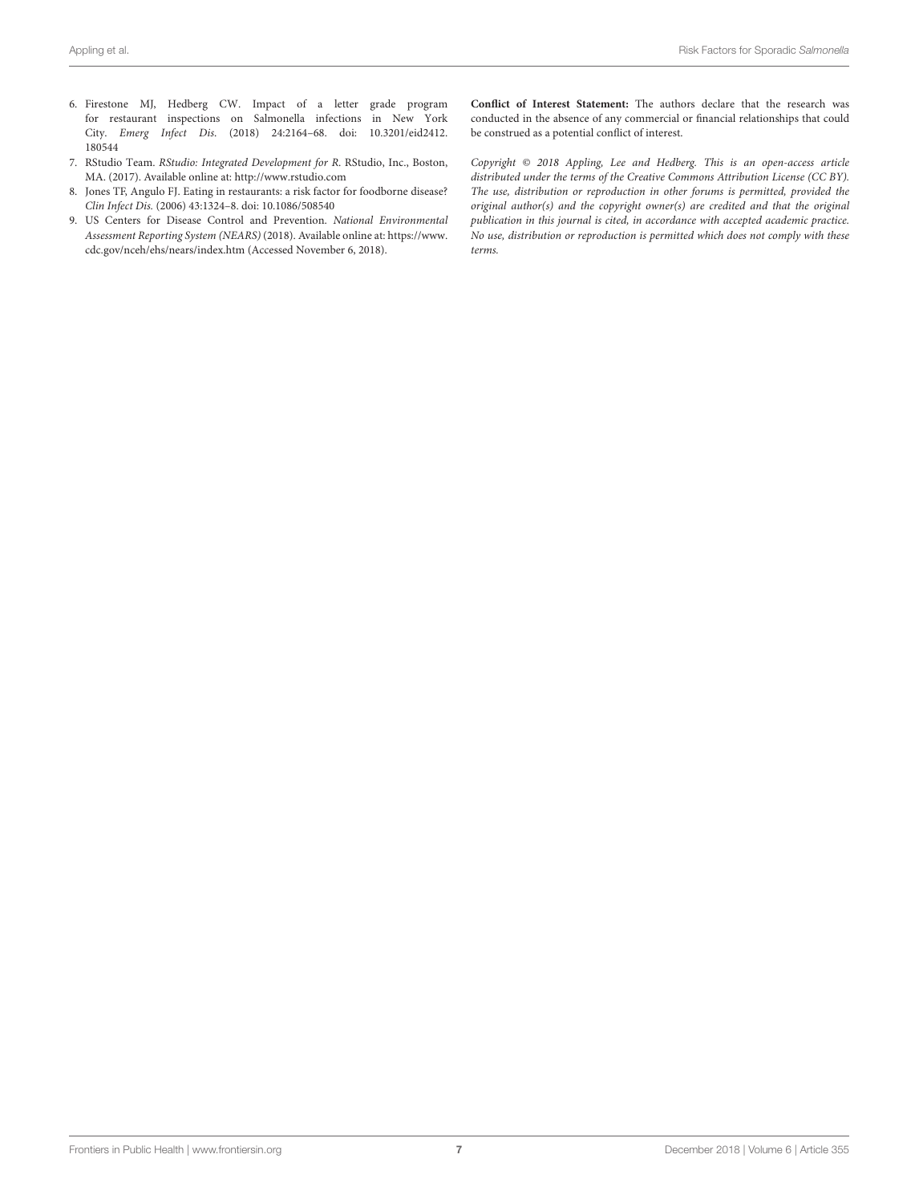6. Firestone MJ, Hedberg CW. Impact of a letter grade program for restaurant inspections on Salmonella infections in New York City. *Emerg Infect Dis*. (2018) 24:2164–68. doi: 10.3201/eid2412.180544
7. RStudio Team. *RStudio: Integrated Development for R*. RStudio, Inc., Boston, MA. (2017). Available online at: http://www.rstudio.com
8. Jones TF, Angulo FJ. Eating in restaurants: a risk factor for foodborne disease? *Clin Infect Dis*. (2006) 43:1324–8. doi: 10.1086/508540
9. US Centers for Disease Control and Prevention. *National Environmental Assessment Reporting System (NEARS)* (2018). Available online at: https://www.cdc.gov/nceh/ehs/nears/index.htm (Accessed November 6, 2018).

**Conflict of Interest Statement:** The authors declare that the research was conducted in the absence of any commercial or financial relationships that could be construed as a potential conflict of interest.

*Copyright © 2018 Appling, Lee and Hedberg. This is an open-access article distributed under the terms of the Creative Commons Attribution License (CC BY). The use, distribution or reproduction in other forums is permitted, provided the original author(s) and the copyright owner(s) are credited and that the original publication in this journal is cited, in accordance with accepted academic practice. No use, distribution or reproduction is permitted which does not comply with these terms.*